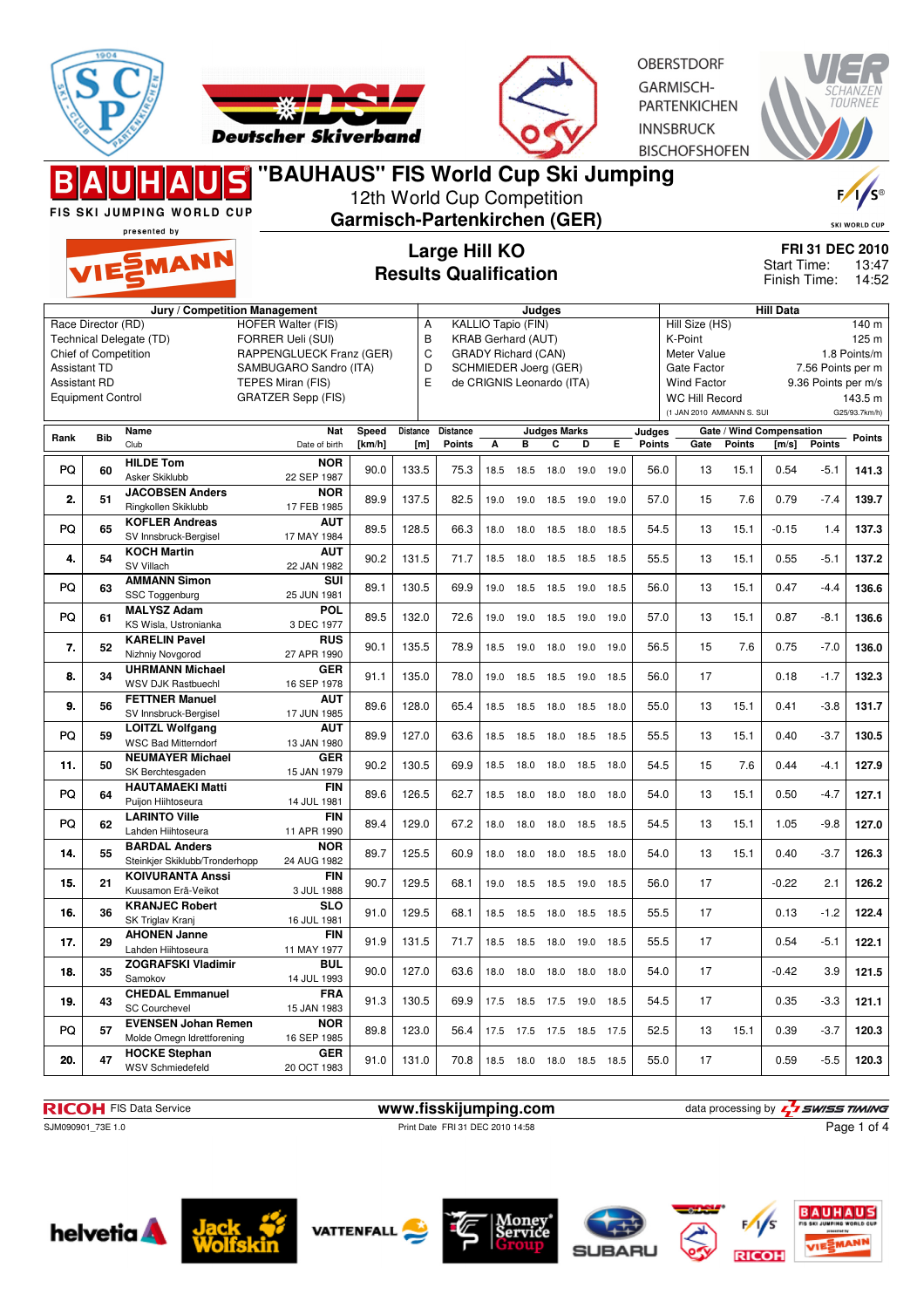# "BAUHAUS" FIS World Cup Ski Jumping

12th World Cup Competition

## Garmisch-Partenkirchen (GER)

FIS SKI JUMPING WORLD CUP presented by VIESSMANN

OBERSTDORF · GARMISCH-PARTENKIRCHEN · INNSBRUCK · BISCHOFSHOFEN — VIERSCHANZENTOURNEE

## Large Hill KO
## Results Qualification

**FRI 31 DEC 2010**
Start Time: 13:47
Finish Time: 14:52

| Jury / Competition Management | | Judges | | Hill Data | |
|---|---|---|---|---|---|
| Race Director (RD) | HOFER Walter (FIS) | A | KALLIO Tapio (FIN) | Hill Size (HS) | 140 m |
| Technical Delegate (TD) | FORRER Ueli (SUI) | B | KRAB Gerhard (AUT) | K-Point | 125 m |
| Chief of Competition | RAPPENGLUECK Franz (GER) | C | GRADY Richard (CAN) | Meter Value | 1.8 Points/m |
| Assistant TD | SAMBUGARO Sandro (ITA) | D | SCHMIEDER Joerg (GER) | Gate Factor | 7.56 Points per m |
| Assistant RD | TEPES Miran (FIS) | E | de CRIGNIS Leonardo (ITA) | Wind Factor | 9.36 Points per m/s |
| Equipment Control | GRATZER Sepp (FIS) | | | WC Hill Record | 143.5 m |
| | | | | (1 JAN 2010 AMMANN S. SUI) | G25/93.7km/h) |

| Rank | Bib | Name / Club | Nat / Date of birth | Speed [km/h] | Distance [m] | Distance Points | A | B | C | D | E | Judges Points | Gate | Gate Points | Wind [m/s] | Wind Points | Points |
|---|---|---|---|---|---|---|---|---|---|---|---|---|---|---|---|---|---|
| PQ | 60 | **HILDE Tom** Asker Skiklubb | **NOR** 22 SEP 1987 | 90.0 | 133.5 | 75.3 | 18.5 | 18.5 | 18.0 | 19.0 | 19.0 | 56.0 | 13 | 15.1 | 0.54 | -5.1 | **141.3** |
| 2. | 51 | **JACOBSEN Anders** Ringkollen Skiklubb | **NOR** 17 FEB 1985 | 89.9 | 137.5 | 82.5 | 19.0 | 19.0 | 18.5 | 19.0 | 19.0 | 57.0 | 15 | 7.6 | 0.79 | -7.4 | **139.7** |
| PQ | 65 | **KOFLER Andreas** SV Innsbruck-Bergisel | **AUT** 17 MAY 1984 | 89.5 | 128.5 | 66.3 | 18.0 | 18.0 | 18.5 | 18.0 | 18.5 | 54.5 | 13 | 15.1 | -0.15 | 1.4 | **137.3** |
| 4. | 54 | **KOCH Martin** SV Villach | **AUT** 22 JAN 1982 | 90.2 | 131.5 | 71.7 | 18.5 | 18.0 | 18.5 | 18.5 | 18.5 | 55.5 | 13 | 15.1 | 0.55 | -5.1 | **137.2** |
| PQ | 63 | **AMMANN Simon** SSC Toggenburg | **SUI** 25 JUN 1981 | 89.1 | 130.5 | 69.9 | 19.0 | 18.5 | 18.5 | 19.0 | 18.5 | 56.0 | 13 | 15.1 | 0.47 | -4.4 | **136.6** |
| PQ | 61 | **MALYSZ Adam** KS Wisla, Ustronianka | **POL** 3 DEC 1977 | 89.5 | 132.0 | 72.6 | 19.0 | 19.0 | 18.5 | 19.0 | 19.0 | 57.0 | 13 | 15.1 | 0.87 | -8.1 | **136.6** |
| 7. | 52 | **KARELIN Pavel** Nizhniy Novgorod | **RUS** 27 APR 1990 | 90.1 | 135.5 | 78.9 | 18.5 | 19.0 | 18.0 | 19.0 | 19.0 | 56.5 | 15 | 7.6 | 0.75 | -7.0 | **136.0** |
| 8. | 34 | **UHRMANN Michael** WSV DJK Rastbuechl | **GER** 16 SEP 1978 | 91.1 | 135.0 | 78.0 | 19.0 | 18.5 | 18.5 | 19.0 | 18.5 | 56.0 | 17 | | 0.18 | -1.7 | **132.3** |
| 9. | 56 | **FETTNER Manuel** SV Innsbruck-Bergisel | **AUT** 17 JUN 1985 | 89.6 | 128.0 | 65.4 | 18.5 | 18.5 | 18.0 | 18.5 | 18.0 | 55.0 | 13 | 15.1 | 0.41 | -3.8 | **131.7** |
| PQ | 59 | **LOITZL Wolfgang** WSC Bad Mitterndorf | **AUT** 13 JAN 1980 | 89.9 | 127.0 | 63.6 | 18.5 | 18.5 | 18.0 | 18.5 | 18.5 | 55.5 | 13 | 15.1 | 0.40 | -3.7 | **130.5** |
| 11. | 50 | **NEUMAYER Michael** SK Berchtesgaden | **GER** 15 JAN 1979 | 90.2 | 130.5 | 69.9 | 18.5 | 18.0 | 18.0 | 18.5 | 18.0 | 54.5 | 15 | 7.6 | 0.44 | -4.1 | **127.9** |
| PQ | 64 | **HAUTAMAEKI Matti** Puijon Hiihtoseura | **FIN** 14 JUL 1981 | 89.6 | 126.5 | 62.7 | 18.5 | 18.0 | 18.0 | 18.0 | 18.0 | 54.0 | 13 | 15.1 | 0.50 | -4.7 | **127.1** |
| PQ | 62 | **LARINTO Ville** Lahden Hiihtoseura | **FIN** 11 APR 1990 | 89.4 | 129.0 | 67.2 | 18.0 | 18.0 | 18.0 | 18.5 | 18.5 | 54.5 | 13 | 15.1 | 1.05 | -9.8 | **127.0** |
| 14. | 55 | **BARDAL Anders** Steinkjer Skiklubb/Tronderhopp | **NOR** 24 AUG 1982 | 89.7 | 125.5 | 60.9 | 18.0 | 18.0 | 18.0 | 18.5 | 18.0 | 54.0 | 13 | 15.1 | 0.40 | -3.7 | **126.3** |
| 15. | 21 | **KOIVURANTA Anssi** Kuusamon Erä-Veikot | **FIN** 3 JUL 1988 | 90.7 | 129.5 | 68.1 | 19.0 | 18.5 | 18.5 | 19.0 | 18.5 | 56.0 | 17 | | -0.22 | 2.1 | **126.2** |
| 16. | 36 | **KRANJEC Robert** SK Triglav Kranj | **SLO** 16 JUL 1981 | 91.0 | 129.5 | 68.1 | 18.5 | 18.5 | 18.0 | 18.5 | 18.5 | 55.5 | 17 | | 0.13 | -1.2 | **122.4** |
| 17. | 29 | **AHONEN Janne** Lahden Hiihtoseura | **FIN** 11 MAY 1977 | 91.9 | 131.5 | 71.7 | 18.5 | 18.5 | 18.0 | 19.0 | 18.5 | 55.5 | 17 | | 0.54 | -5.1 | **122.1** |
| 18. | 35 | **ZOGRAFSKI Vladimir** Samokov | **BUL** 14 JUL 1993 | 90.0 | 127.0 | 63.6 | 18.0 | 18.0 | 18.0 | 18.0 | 18.0 | 54.0 | 17 | | -0.42 | 3.9 | **121.5** |
| 19. | 43 | **CHEDAL Emmanuel** SC Courchevel | **FRA** 15 JAN 1983 | 91.3 | 130.5 | 69.9 | 17.5 | 18.5 | 17.5 | 19.0 | 18.5 | 54.5 | 17 | | 0.35 | -3.3 | **121.1** |
| PQ | 57 | **EVENSEN Johan Remen** Molde Omegn Idrettforening | **NOR** 16 SEP 1985 | 89.8 | 123.0 | 56.4 | 17.5 | 17.5 | 17.5 | 18.5 | 17.5 | 52.5 | 13 | 15.1 | 0.39 | -3.7 | **120.3** |
| 20. | 47 | **HOCKE Stephan** WSV Schmiedefeld | **GER** 20 OCT 1983 | 91.0 | 131.0 | 70.8 | 18.5 | 18.0 | 18.0 | 18.5 | 18.5 | 55.0 | 17 | | 0.59 | -5.5 | **120.3** |

RICOH FIS Data Service — www.fisskijumping.com — data processing by SWISS TIMING

SJM090901_73E 1.0 — Print Date FRI 31 DEC 2010 14:58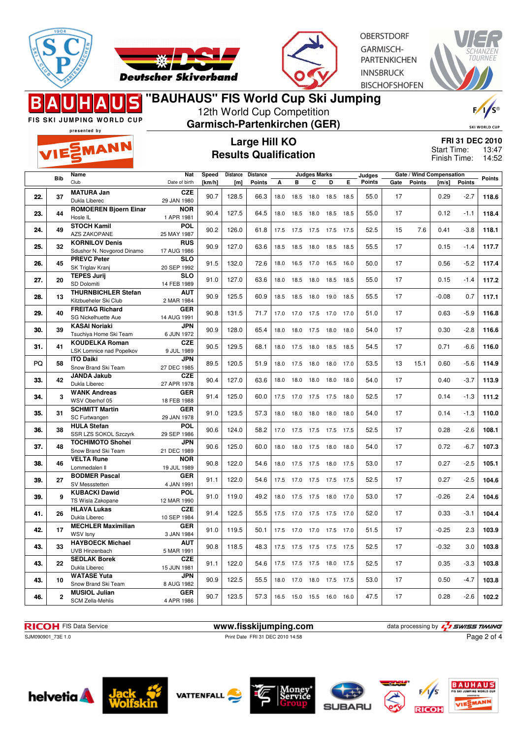# "BAUHAUS" FIS World Cup Ski Jumping

12th World Cup Competition

**Garmisch-Partenkirchen (GER)**

## Large Hill KO
## Results Qualification

**FRI 31 DEC 2010**
Start Time: 13:47
Finish Time: 14:52

| | Bib | Name / Club | Nat / Date of birth | Speed [km/h] | Distance [m] | Distance Points | A | B | C | D | E | Judges Points | Gate | Gate Points | Wind [m/s] | Wind Points | Points |
|---|---|---|---|---|---|---|---|---|---|---|---|---|---|---|---|---|---|
| 22. | 37 | **MATURA Jan** Dukla Liberec | **CZE** 29 JAN 1980 | 90.7 | 128.5 | 66.3 | 18.0 | 18.5 | 18.0 | 18.5 | 18.5 | 55.0 | 17 | | 0.29 | -2.7 | **118.6** |
| 23. | 44 | **ROMOEREN Bjoern Einar** Hosle IL | **NOR** 1 APR 1981 | 90.4 | 127.5 | 64.5 | 18.0 | 18.5 | 18.0 | 18.5 | 18.5 | 55.0 | 17 | | 0.12 | -1.1 | **118.4** |
| 24. | 49 | **STOCH Kamil** AZS ZAKOPANE | **POL** 25 MAY 1987 | 90.2 | 126.0 | 61.8 | 17.5 | 17.5 | 17.5 | 17.5 | 17.5 | 52.5 | 15 | 7.6 | 0.41 | -3.8 | **118.1** |
| 25. | 32 | **KORNILOV Denis** Sdushor N. Novgorod Dinamo | **RUS** 17 AUG 1986 | 90.9 | 127.0 | 63.6 | 18.5 | 18.5 | 18.0 | 18.5 | 18.5 | 55.5 | 17 | | 0.15 | -1.4 | **117.7** |
| 26. | 45 | **PREVC Peter** SK Triglav Kranj | **SLO** 20 SEP 1992 | 91.5 | 132.0 | 72.6 | 18.0 | 16.5 | 17.0 | 16.5 | 16.0 | 50.0 | 17 | | 0.56 | -5.2 | **117.4** |
| 27. | 20 | **TEPES Jurij** SD Dolomiti | **SLO** 14 FEB 1989 | 91.0 | 127.0 | 63.6 | 18.0 | 18.5 | 18.0 | 18.5 | 18.5 | 55.0 | 17 | | 0.15 | -1.4 | **117.2** |
| 28. | 13 | **THURNBICHLER Stefan** Kitzbueheler Ski Club | **AUT** 2 MAR 1984 | 90.9 | 125.5 | 60.9 | 18.5 | 18.5 | 18.0 | 19.0 | 18.5 | 55.5 | 17 | | -0.08 | 0.7 | **117.1** |
| 29. | 40 | **FREITAG Richard** SG Nickelhuette Aue | **GER** 14 AUG 1991 | 90.8 | 131.5 | 71.7 | 17.0 | 17.0 | 17.5 | 17.0 | 17.0 | 51.0 | 17 | | 0.63 | -5.9 | **116.8** |
| 30. | 39 | **KASAI Noriaki** Tsuchiya Home Ski Team | **JPN** 6 JUN 1972 | 90.9 | 128.0 | 65.4 | 18.0 | 18.0 | 17.5 | 18.0 | 18.0 | 54.0 | 17 | | 0.30 | -2.8 | **116.6** |
| 31. | 41 | **KOUDELKA Roman** LSK Lomnice nad Popelkov | **CZE** 9 JUL 1989 | 90.5 | 129.5 | 68.1 | 18.0 | 17.5 | 18.0 | 18.5 | 18.5 | 54.5 | 17 | | 0.71 | -6.6 | **116.0** |
| PQ | 58 | **ITO Daiki** Snow Brand Ski Team | **JPN** 27 DEC 1985 | 89.5 | 120.5 | 51.9 | 18.0 | 17.5 | 18.0 | 18.0 | 17.0 | 53.5 | 13 | 15.1 | 0.60 | -5.6 | **114.9** |
| 33. | 42 | **JANDA Jakub** Dukla Liberec | **CZE** 27 APR 1978 | 90.4 | 127.0 | 63.6 | 18.0 | 18.0 | 18.0 | 18.0 | 18.0 | 54.0 | 17 | | 0.40 | -3.7 | **113.9** |
| 34. | 3 | **WANK Andreas** WSV Oberhof 05 | **GER** 18 FEB 1988 | 91.4 | 125.0 | 60.0 | 17.5 | 17.0 | 17.5 | 17.5 | 18.0 | 52.5 | 17 | | 0.14 | -1.3 | **111.2** |
| 35. | 31 | **SCHMITT Martin** SC Furtwangen | **GER** 29 JAN 1978 | 91.0 | 123.5 | 57.3 | 18.0 | 18.0 | 18.0 | 18.0 | 18.0 | 54.0 | 17 | | 0.14 | -1.3 | **110.0** |
| 36. | 38 | **HULA Stefan** SSR LZS SOKOL Szczyrk | **POL** 29 SEP 1986 | 90.6 | 124.0 | 58.2 | 17.0 | 17.5 | 17.5 | 17.5 | 17.5 | 52.5 | 17 | | 0.28 | -2.6 | **108.1** |
| 37. | 48 | **TOCHIMOTO Shohei** Snow Brand Ski Team | **JPN** 21 DEC 1989 | 90.6 | 125.0 | 60.0 | 18.0 | 18.0 | 17.5 | 18.0 | 18.0 | 54.0 | 17 | | 0.72 | -6.7 | **107.3** |
| 38. | 46 | **VELTA Rune** Lommedalen Il | **NOR** 19 JUL 1989 | 90.8 | 122.0 | 54.6 | 18.0 | 17.5 | 17.5 | 18.0 | 17.5 | 53.0 | 17 | | 0.27 | -2.5 | **105.1** |
| 39. | 27 | **BODMER Pascal** SV Messstetten | **GER** 4 JAN 1991 | 91.1 | 122.0 | 54.6 | 17.5 | 17.0 | 17.5 | 17.5 | 17.5 | 52.5 | 17 | | 0.27 | -2.5 | **104.6** |
| 39. | 9 | **KUBACKI Dawid** TS Wisla Zakopane | **POL** 12 MAR 1990 | 91.0 | 119.0 | 49.2 | 18.0 | 17.5 | 17.5 | 18.0 | 17.0 | 53.0 | 17 | | -0.26 | 2.4 | **104.6** |
| 41. | 26 | **HLAVA Lukas** Dukla Liberec | **CZE** 10 SEP 1984 | 91.4 | 122.5 | 55.5 | 17.5 | 17.0 | 17.5 | 17.5 | 17.0 | 52.0 | 17 | | 0.33 | -3.1 | **104.4** |
| 42. | 17 | **MECHLER Maximilian** WSV Isny | **GER** 3 JAN 1984 | 91.0 | 119.5 | 50.1 | 17.5 | 17.0 | 17.0 | 17.5 | 17.0 | 51.5 | 17 | | -0.25 | 2.3 | **103.9** |
| 43. | 33 | **HAYBOECK Michael** UVB Hinzenbach | **AUT** 5 MAR 1991 | 90.8 | 118.5 | 48.3 | 17.5 | 17.5 | 17.5 | 17.5 | 17.5 | 52.5 | 17 | | -0.32 | 3.0 | **103.8** |
| 43. | 22 | **SEDLAK Borek** Dukla Liberec | **CZE** 15 JUN 1981 | 91.1 | 122.0 | 54.6 | 17.5 | 17.5 | 17.5 | 18.0 | 17.5 | 52.5 | 17 | | 0.35 | -3.3 | **103.8** |
| 43. | 10 | **WATASE Yuta** Snow Brand Ski Team | **JPN** 8 AUG 1982 | 90.9 | 122.5 | 55.5 | 18.0 | 17.0 | 18.0 | 17.5 | 17.5 | 53.0 | 17 | | 0.50 | -4.7 | **103.8** |
| 46. | 2 | **MUSIOL Julian** SCM Zella-Mehlis | **GER** 4 APR 1986 | 90.7 | 123.5 | 57.3 | 16.5 | 15.0 | 15.5 | 16.0 | 16.0 | 47.5 | 17 | | 0.28 | -2.6 | **102.2** |

RICOH FIS Data Service — www.fisskijumping.com — data processing by SWISS TIMING

SJM090901_73E 1.0 — Print Date FRI 31 DEC 2010 14:58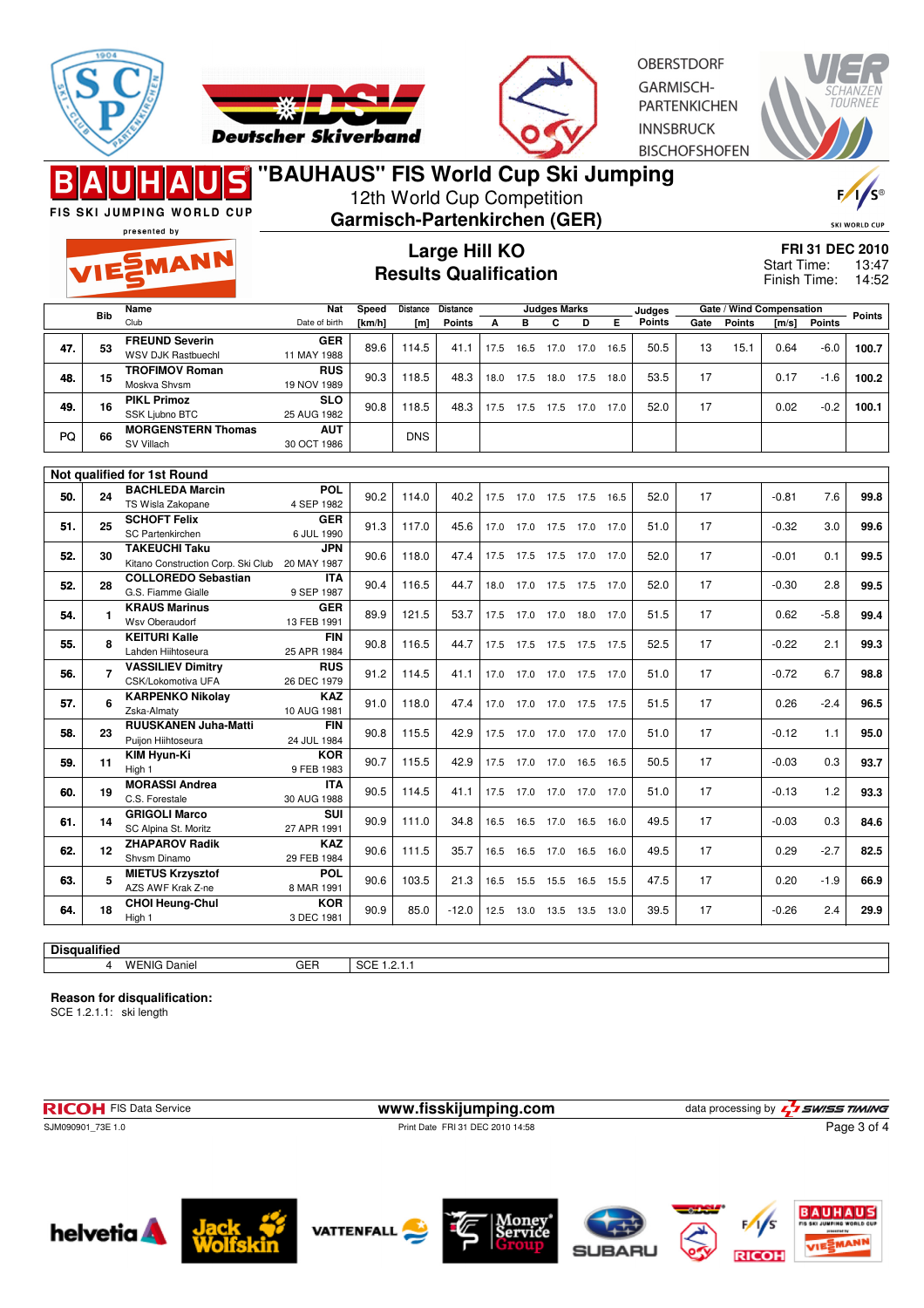# "BAUHAUS" FIS World Cup Ski Jumping

12th World Cup Competition

**Garmisch-Partenkirchen (GER)**

OBERSTDORF
GARMISCH-PARTENKIRCHEN
INNSBRUCK
BISCHOFSHOFEN

FIS SKI JUMPING WORLD CUP presented by VIESSMANN

## Large Hill KO
## Results Qualification

**FRI 31 DEC 2010**
Start Time: 13:47
Finish Time: 14:52

| | Bib | Name / Club | Nat / Date of birth | Speed [km/h] | Distance [m] | Distance Points | A | B | C | D | E | Judges Points | Gate | Gate Points | Wind [m/s] | Wind Points | Points |
|---|---|---|---|---|---|---|---|---|---|---|---|---|---|---|---|---|---|
| 47. | 53 | **FREUND Severin** WSV DJK Rastbuechl | **GER** 11 MAY 1988 | 89.6 | 114.5 | 41.1 | 17.5 | 16.5 | 17.0 | 17.0 | 16.5 | 50.5 | 13 | 15.1 | 0.64 | -6.0 | **100.7** |
| 48. | 15 | **TROFIMOV Roman** Moskva Shvsm | **RUS** 19 NOV 1989 | 90.3 | 118.5 | 48.3 | 18.0 | 17.5 | 18.0 | 17.5 | 18.0 | 53.5 | 17 | | 0.17 | -1.6 | **100.2** |
| 49. | 16 | **PIKL Primoz** SSK Ljubno BTC | **SLO** 25 AUG 1982 | 90.8 | 118.5 | 48.3 | 17.5 | 17.5 | 17.5 | 17.0 | 17.0 | 52.0 | 17 | | 0.02 | -0.2 | **100.1** |
| PQ | 66 | **MORGENSTERN Thomas** SV Villach | **AUT** 30 OCT 1986 | | DNS | | | | | | | | | | | | |
| **Not qualified for 1st Round** | | | | | | | | | | | | | | | | | |
| 50. | 24 | **BACHLEDA Marcin** TS Wisla Zakopane | **POL** 4 SEP 1982 | 90.2 | 114.0 | 40.2 | 17.5 | 17.0 | 17.5 | 17.5 | 16.5 | 52.0 | 17 | | -0.81 | 7.6 | **99.8** |
| 51. | 25 | **SCHOFT Felix** SC Partenkirchen | **GER** 6 JUL 1990 | 91.3 | 117.0 | 45.6 | 17.0 | 17.0 | 17.5 | 17.0 | 17.0 | 51.0 | 17 | | -0.32 | 3.0 | **99.6** |
| 52. | 30 | **TAKEUCHI Taku** Kitano Construction Corp. Ski Club | **JPN** 20 MAY 1987 | 90.6 | 118.0 | 47.4 | 17.5 | 17.5 | 17.5 | 17.0 | 17.0 | 52.0 | 17 | | -0.01 | 0.1 | **99.5** |
| 52. | 28 | **COLLOREDO Sebastian** G.S. Fiamme Gialle | **ITA** 9 SEP 1987 | 90.4 | 116.5 | 44.7 | 18.0 | 17.0 | 17.5 | 17.5 | 17.0 | 52.0 | 17 | | -0.30 | 2.8 | **99.5** |
| 54. | 1 | **KRAUS Marinus** Wsv Oberaudorf | **GER** 13 FEB 1991 | 89.9 | 121.5 | 53.7 | 17.5 | 17.0 | 17.0 | 18.0 | 17.0 | 51.5 | 17 | | 0.62 | -5.8 | **99.4** |
| 55. | 8 | **KEITURI Kalle** Lahden Hiihtoseura | **FIN** 25 APR 1984 | 90.8 | 116.5 | 44.7 | 17.5 | 17.5 | 17.5 | 17.5 | 17.5 | 52.5 | 17 | | -0.22 | 2.1 | **99.3** |
| 56. | 7 | **VASSILIEV Dimitry** CSK/Lokomotiva UFA | **RUS** 26 DEC 1979 | 91.2 | 114.5 | 41.1 | 17.0 | 17.0 | 17.0 | 17.5 | 17.0 | 51.0 | 17 | | -0.72 | 6.7 | **98.8** |
| 57. | 6 | **KARPENKO Nikolay** Zska-Almaty | **KAZ** 10 AUG 1981 | 91.0 | 118.0 | 47.4 | 17.0 | 17.0 | 17.0 | 17.5 | 17.5 | 51.5 | 17 | | 0.26 | -2.4 | **96.5** |
| 58. | 23 | **RUUSKANEN Juha-Matti** Puijon Hiihtoseura | **FIN** 24 JUL 1984 | 90.8 | 115.5 | 42.9 | 17.5 | 17.0 | 17.0 | 17.0 | 17.0 | 51.0 | 17 | | -0.12 | 1.1 | **95.0** |
| 59. | 11 | **KIM Hyun-Ki** High 1 | **KOR** 9 FEB 1983 | 90.7 | 115.5 | 42.9 | 17.5 | 17.0 | 17.0 | 16.5 | 16.5 | 50.5 | 17 | | -0.03 | 0.3 | **93.7** |
| 60. | 19 | **MORASSI Andrea** C.S. Forestale | **ITA** 30 AUG 1988 | 90.5 | 114.5 | 41.1 | 17.5 | 17.0 | 17.0 | 17.0 | 17.0 | 51.0 | 17 | | -0.13 | 1.2 | **93.3** |
| 61. | 14 | **GRIGOLI Marco** SC Alpina St. Moritz | **SUI** 27 APR 1991 | 90.9 | 111.0 | 34.8 | 16.5 | 16.5 | 17.0 | 16.5 | 16.0 | 49.5 | 17 | | -0.03 | 0.3 | **84.6** |
| 62. | 12 | **ZHAPAROV Radik** Shvsm Dinamo | **KAZ** 29 FEB 1984 | 90.6 | 111.5 | 35.7 | 16.5 | 16.5 | 17.0 | 16.5 | 16.0 | 49.5 | 17 | | 0.29 | -2.7 | **82.5** |
| 63. | 5 | **MIETUS Krzysztof** AZS AWF Krak Z-ne | **POL** 8 MAR 1991 | 90.6 | 103.5 | 21.3 | 16.5 | 15.5 | 15.5 | 16.5 | 15.5 | 47.5 | 17 | | 0.20 | -1.9 | **66.9** |
| 64. | 18 | **CHOI Heung-Chul** High 1 | **KOR** 3 DEC 1981 | 90.9 | 85.0 | -12.0 | 12.5 | 13.0 | 13.5 | 13.5 | 13.0 | 39.5 | 17 | | -0.26 | 2.4 | **29.9** |

**Disqualified**

| Bib | Name | Nat | Reason |
|---|---|---|---|
| 4 | WENIG Daniel | GER | SCE 1.2.1.1 |

**Reason for disqualification:**
SCE 1.2.1.1: ski length

RICOH FIS Data Service — www.fisskijumping.com — data processing by SWISS TIMING

SJM090901_73E 1.0 — Print Date FRI 31 DEC 2010 14:58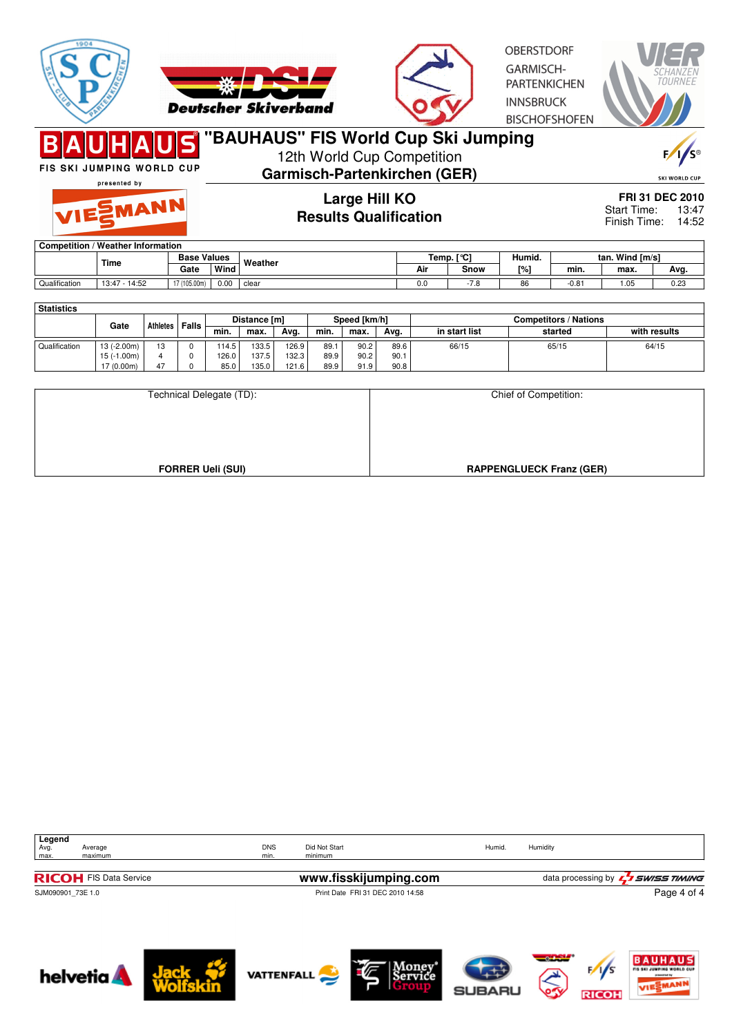OBERSTDORF
GARMISCH-PARTENKIRCHEN
INNSBRUCK
BISCHOFSHOFEN

# "BAUHAUS" FIS World Cup Ski Jumping

12th World Cup Competition

**Garmisch-Partenkirchen (GER)**

FIS SKI JUMPING WORLD CUP presented by VIESSMANN

## Large Hill KO
## Results Qualification

**FRI 31 DEC 2010**
Start Time: 13:47
Finish Time: 14:52

**Competition / Weather Information**

| | Time | Base Values | | Weather | Temp. [°C] | | Humid. | tan. Wind [m/s] | | |
|---|---|---|---|---|---|---|---|---|---|---|
| | | Gate | Wind | | Air | Snow | [%] | min. | max. | Avg. |
| Qualification | 13:47 - 14:52 | 17 (105.00m) | 0.00 | clear | 0.0 | -7.8 | 86 | -0.81 | 1.05 | 0.23 |

**Statistics**

| | Gate | Athletes | Falls | Distance [m] | | | Speed [km/h] | | | Competitors / Nations | | |
|---|---|---|---|---|---|---|---|---|---|---|---|---|
| | | | | min. | max. | Avg. | min. | max. | Avg. | in start list | started | with results |
| Qualification | 13 (-2.00m) | 13 | 0 | 114.5 | 133.5 | 126.9 | 89.1 | 90.2 | 89.6 | 66/15 | 65/15 | 64/15 |
| | 15 (-1.00m) | 4 | 0 | 126.0 | 137.5 | 132.3 | 89.9 | 90.2 | 90.1 | | | |
| | 17 (0.00m) | 47 | 0 | 85.0 | 135.0 | 121.6 | 89.9 | 91.9 | 90.8 | | | |

| Technical Delegate (TD): | Chief of Competition: |
|---|---|
| **FORRER Ueli (SUI)** | **RAPPENGLUECK Franz (GER)** |

**Legend**

| | | | | | |
|---|---|---|---|---|---|
| Avg. | Average | DNS | Did Not Start | Humid. | Humidity |
| max. | maximum | min. | minimum | | |

RICOH FIS Data Service — www.fisskijumping.com — data processing by SWISS TIMING

SJM090901_73E 1.0 — Print Date FRI 31 DEC 2010 14:58